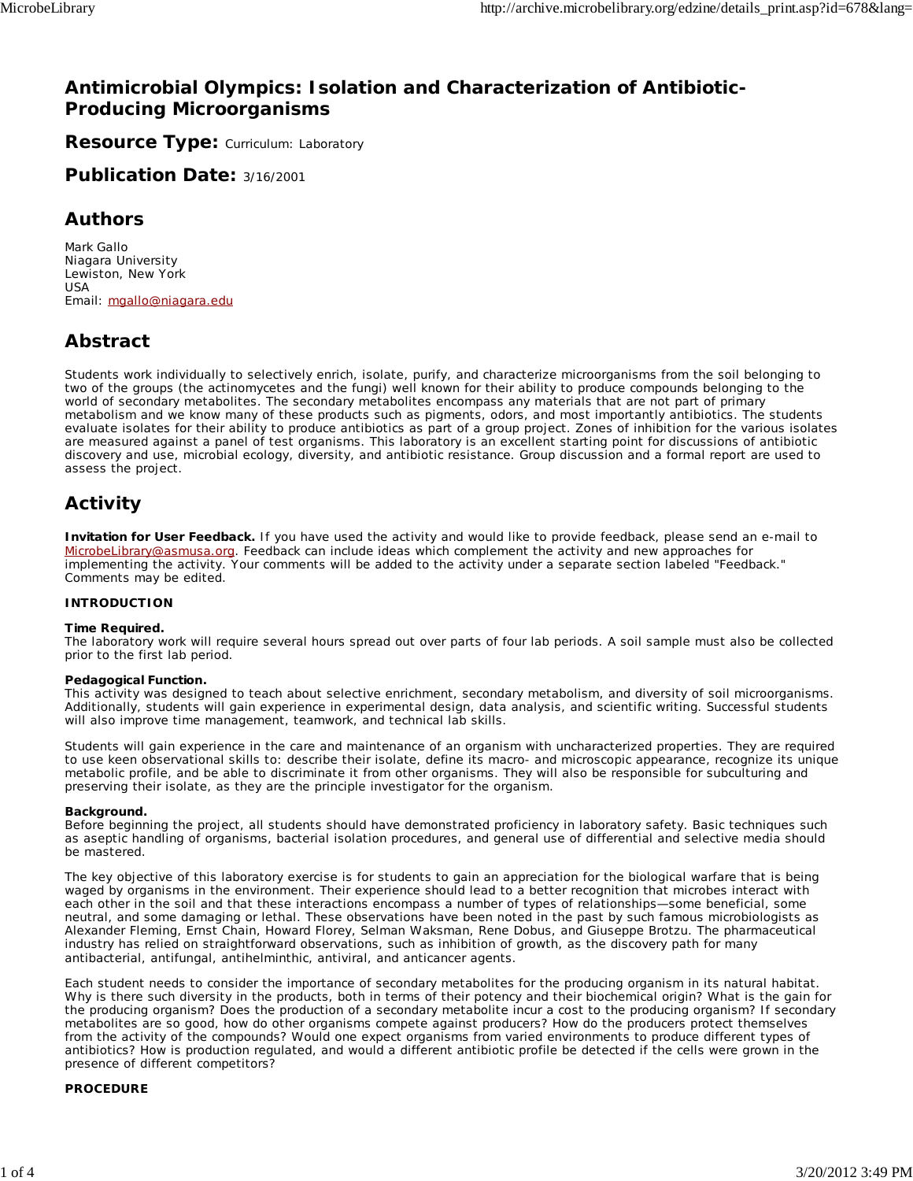# Antimicrobial Olympics: Isolation and Characterization of Antibiotic-Producing Microorganisms

## Resource Type: Curriculum: Laboratory

## Publication Date: 3/16/2001

## Authors

Mark Gallo
Niagara University
Lewiston, New York
USA
Email: mgallo@niagara.edu

## Abstract

Students work individually to selectively enrich, isolate, purify, and characterize microorganisms from the soil belonging to two of the groups (the actinomycetes and the fungi) well known for their ability to produce compounds belonging to the world of secondary metabolites. The secondary metabolites encompass any materials that are not part of primary metabolism and we know many of these products such as pigments, odors, and most importantly antibiotics. The students evaluate isolates for their ability to produce antibiotics as part of a group project. Zones of inhibition for the various isolates are measured against a panel of test organisms. This laboratory is an excellent starting point for discussions of antibiotic discovery and use, microbial ecology, diversity, and antibiotic resistance. Group discussion and a formal report are used to assess the project.

## Activity

**Invitation for User Feedback.** If you have used the activity and would like to provide feedback, please send an e-mail to MicrobeLibrary@asmusa.org. Feedback can include ideas which complement the activity and new approaches for implementing the activity. Your comments will be added to the activity under a separate section labeled "Feedback." Comments may be edited.

**INTRODUCTION**

**Time Required.**
The laboratory work will require several hours spread out over parts of four lab periods. A soil sample must also be collected prior to the first lab period.

**Pedagogical Function.**
This activity was designed to teach about selective enrichment, secondary metabolism, and diversity of soil microorganisms. Additionally, students will gain experience in experimental design, data analysis, and scientific writing. Successful students will also improve time management, teamwork, and technical lab skills.

Students will gain experience in the care and maintenance of an organism with uncharacterized properties. They are required to use keen observational skills to: describe their isolate, define its macro- and microscopic appearance, recognize its unique metabolic profile, and be able to discriminate it from other organisms. They will also be responsible for subculturing and preserving their isolate, as they are the principle investigator for the organism.

**Background.**
Before beginning the project, all students should have demonstrated proficiency in laboratory safety. Basic techniques such as aseptic handling of organisms, bacterial isolation procedures, and general use of differential and selective media should be mastered.

The key objective of this laboratory exercise is for students to gain an appreciation for the biological warfare that is being waged by organisms in the environment. Their experience should lead to a better recognition that microbes interact with each other in the soil and that these interactions encompass a number of types of relationships—some beneficial, some neutral, and some damaging or lethal. These observations have been noted in the past by such famous microbiologists as Alexander Fleming, Ernst Chain, Howard Florey, Selman Waksman, Rene Dobus, and Giuseppe Brotzu. The pharmaceutical industry has relied on straightforward observations, such as inhibition of growth, as the discovery path for many antibacterial, antifungal, antihelminthic, antiviral, and anticancer agents.

Each student needs to consider the importance of secondary metabolites for the producing organism in its natural habitat. Why is there such diversity in the products, both in terms of their potency and their biochemical origin? What is the gain for the producing organism? Does the production of a secondary metabolite incur a cost to the producing organism? If secondary metabolites are so good, how do other organisms compete against producers? How do the producers protect themselves from the activity of the compounds? Would one expect organisms from varied environments to produce different types of antibiotics? How is production regulated, and would a different antibiotic profile be detected if the cells were grown in the presence of different competitors?

**PROCEDURE**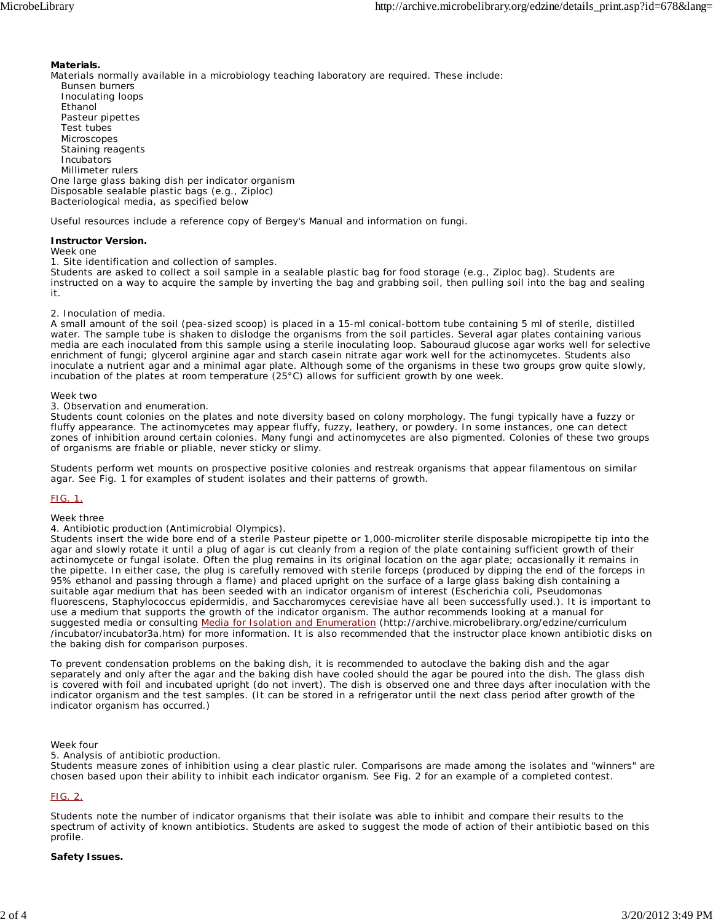**Materials.**

Materials normally available in a microbiology teaching laboratory are required. These include:

- Bunsen burners
- Inoculating loops
- Ethanol
- Pasteur pipettes
- Test tubes
- Microscopes
- Staining reagents
- Incubators
- Millimeter rulers

One large glass baking dish per indicator organism
Disposable sealable plastic bags (e.g., Ziploc)
Bacteriological media, as specified below

Useful resources include a reference copy of Bergey's Manual and information on fungi.

**Instructor Version.**

Week one

1. Site identification and collection of samples.

Students are asked to collect a soil sample in a sealable plastic bag for food storage (e.g., Ziploc bag). Students are instructed on a way to acquire the sample by inverting the bag and grabbing soil, then pulling soil into the bag and sealing it.

2. Inoculation of media.

A small amount of the soil (pea-sized scoop) is placed in a 15-ml conical-bottom tube containing 5 ml of sterile, distilled water. The sample tube is shaken to dislodge the organisms from the soil particles. Several agar plates containing various media are each inoculated from this sample using a sterile inoculating loop. Sabouraud glucose agar works well for selective enrichment of fungi; glycerol arginine agar and starch casein nitrate agar work well for the actinomycetes. Students also inoculate a nutrient agar and a minimal agar plate. Although some of the organisms in these two groups grow quite slowly, incubation of the plates at room temperature (25°C) allows for sufficient growth by one week.

Week two

3. Observation and enumeration.

Students count colonies on the plates and note diversity based on colony morphology. The fungi typically have a fuzzy or fluffy appearance. The actinomycetes may appear fluffy, fuzzy, leathery, or powdery. In some instances, one can detect zones of inhibition around certain colonies. Many fungi and actinomycetes are also pigmented. Colonies of these two groups of organisms are friable or pliable, never sticky or slimy.

Students perform wet mounts on prospective positive colonies and restreak organisms that appear filamentous on similar agar. See Fig. 1 for examples of student isolates and their patterns of growth.

FIG. 1.

Week three

4. Antibiotic production (Antimicrobial Olympics).

Students insert the wide bore end of a sterile Pasteur pipette or 1,000-microliter sterile disposable micropipette tip into the agar and slowly rotate it until a plug of agar is cut cleanly from a region of the plate containing sufficient growth of their actinomycete or fungal isolate. Often the plug remains in its original location on the agar plate; occasionally it remains in the pipette. In either case, the plug is carefully removed with sterile forceps (produced by dipping the end of the forceps in 95% ethanol and passing through a flame) and placed upright on the surface of a large glass baking dish containing a suitable agar medium that has been seeded with an indicator organism of interest (Escherichia coli, Pseudomonas fluorescens, Staphylococcus epidermidis, and Saccharomyces cerevisiae have all been successfully used.). It is important to use a medium that supports the growth of the indicator organism. The author recommends looking at a manual for suggested media or consulting Media for Isolation and Enumeration (http://archive.microbelibrary.org/edzine/curriculum/incubator/incubator3a.htm) for more information. It is also recommended that the instructor place known antibiotic disks on the baking dish for comparison purposes.

To prevent condensation problems on the baking dish, it is recommended to autoclave the baking dish and the agar separately and only after the agar and the baking dish have cooled should the agar be poured into the dish. The glass dish is covered with foil and incubated upright (do not invert). The dish is observed one and three days after inoculation with the indicator organism and the test samples. (It can be stored in a refrigerator until the next class period after growth of the indicator organism has occurred.)

Week four

5. Analysis of antibiotic production.

Students measure zones of inhibition using a clear plastic ruler. Comparisons are made among the isolates and "winners" are chosen based upon their ability to inhibit each indicator organism. See Fig. 2 for an example of a completed contest.

FIG. 2.

Students note the number of indicator organisms that their isolate was able to inhibit and compare their results to the spectrum of activity of known antibiotics. Students are asked to suggest the mode of action of their antibiotic based on this profile.

**Safety Issues.**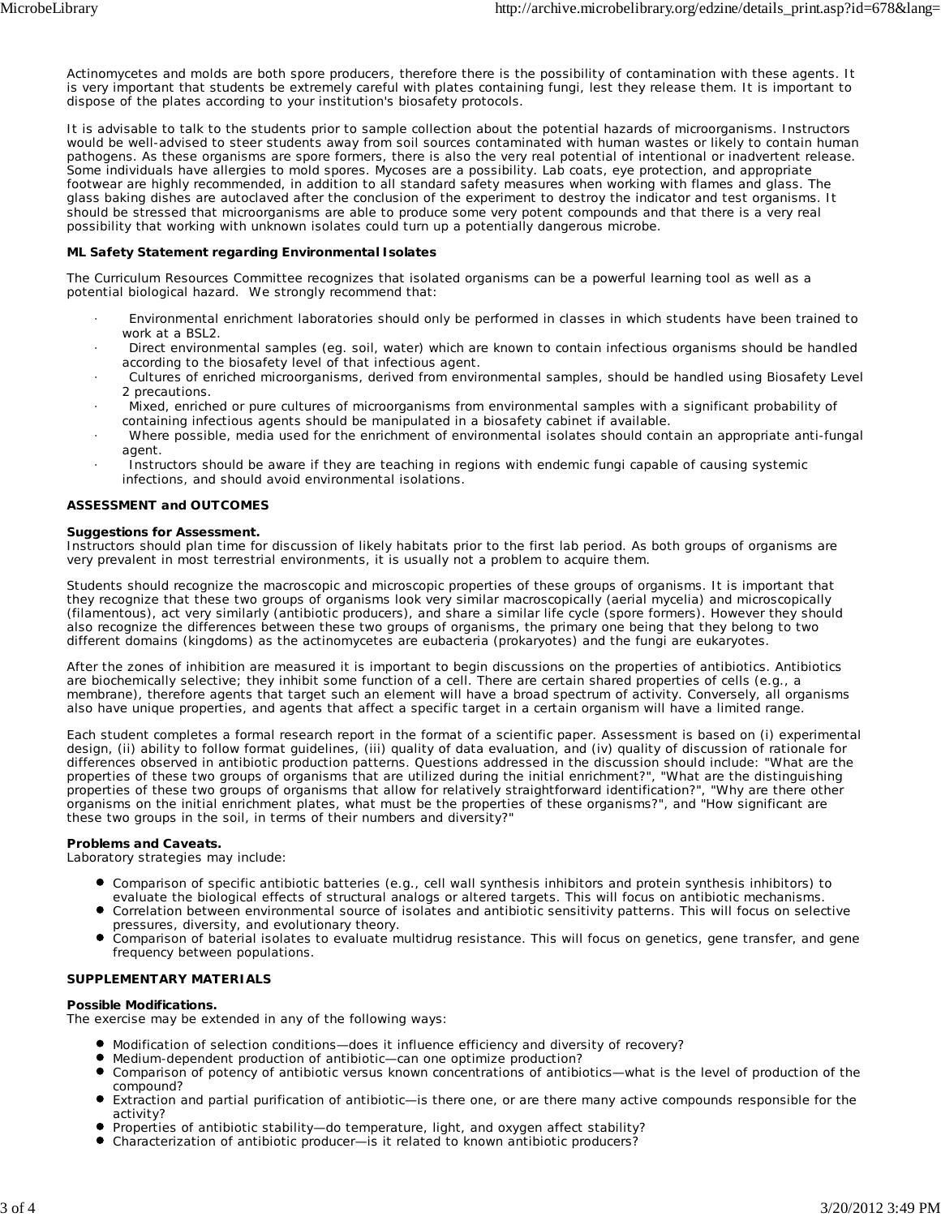Actinomycetes and molds are both spore producers, therefore there is the possibility of contamination with these agents. It is very important that students be extremely careful with plates containing fungi, lest they release them. It is important to dispose of the plates according to your institution's biosafety protocols.

It is advisable to talk to the students prior to sample collection about the potential hazards of microorganisms. Instructors would be well-advised to steer students away from soil sources contaminated with human wastes or likely to contain human pathogens. As these organisms are spore formers, there is also the very real potential of intentional or inadvertent release. Some individuals have allergies to mold spores. Mycoses are a possibility. Lab coats, eye protection, and appropriate footwear are highly recommended, in addition to all standard safety measures when working with flames and glass. The glass baking dishes are autoclaved after the conclusion of the experiment to destroy the indicator and test organisms. It should be stressed that microorganisms are able to produce some very potent compounds and that there is a very real possibility that working with unknown isolates could turn up a potentially dangerous microbe.

**ML Safety Statement regarding Environmental Isolates**

The Curriculum Resources Committee recognizes that isolated organisms can be a powerful learning tool as well as a potential biological hazard. We strongly recommend that:

- Environmental enrichment laboratories should only be performed in classes in which students have been trained to work at a BSL2.
- Direct environmental samples (eg. soil, water) which are known to contain infectious organisms should be handled according to the biosafety level of that infectious agent.
- Cultures of enriched microorganisms, derived from environmental samples, should be handled using Biosafety Level 2 precautions.
- Mixed, enriched or pure cultures of microorganisms from environmental samples with a significant probability of containing infectious agents should be manipulated in a biosafety cabinet if available.
- Where possible, media used for the enrichment of environmental isolates should contain an appropriate anti-fungal agent.
- Instructors should be aware if they are teaching in regions with endemic fungi capable of causing systemic infections, and should avoid environmental isolations.

**ASSESSMENT and OUTCOMES**

**Suggestions for Assessment.**
Instructors should plan time for discussion of likely habitats prior to the first lab period. As both groups of organisms are very prevalent in most terrestrial environments, it is usually not a problem to acquire them.

Students should recognize the macroscopic and microscopic properties of these groups of organisms. It is important that they recognize that these two groups of organisms look very similar macroscopically (aerial mycelia) and microscopically (filamentous), act very similarly (antibiotic producers), and share a similar life cycle (spore formers). However they should also recognize the differences between these two groups of organisms, the primary one being that they belong to two different domains (kingdoms) as the actinomycetes are eubacteria (prokaryotes) and the fungi are eukaryotes.

After the zones of inhibition are measured it is important to begin discussions on the properties of antibiotics. Antibiotics are biochemically selective; they inhibit some function of a cell. There are certain shared properties of cells (e.g., a membrane), therefore agents that target such an element will have a broad spectrum of activity. Conversely, all organisms also have unique properties, and agents that affect a specific target in a certain organism will have a limited range.

Each student completes a formal research report in the format of a scientific paper. Assessment is based on (i) experimental design, (ii) ability to follow format guidelines, (iii) quality of data evaluation, and (iv) quality of discussion of rationale for differences observed in antibiotic production patterns. Questions addressed in the discussion should include: "What are the properties of these two groups of organisms that are utilized during the initial enrichment?", "What are the distinguishing properties of these two groups of organisms that allow for relatively straightforward identification?", "Why are there other organisms on the initial enrichment plates, what must be the properties of these organisms?", and "How significant are these two groups in the soil, in terms of their numbers and diversity?"

**Problems and Caveats.**
Laboratory strategies may include:

- Comparison of specific antibiotic batteries (e.g., cell wall synthesis inhibitors and protein synthesis inhibitors) to evaluate the biological effects of structural analogs or altered targets. This will focus on antibiotic mechanisms.
- Correlation between environmental source of isolates and antibiotic sensitivity patterns. This will focus on selective pressures, diversity, and evolutionary theory.
- Comparison of baterial isolates to evaluate multidrug resistance. This will focus on genetics, gene transfer, and gene frequency between populations.

**SUPPLEMENTARY MATERIALS**

**Possible Modifications.**
The exercise may be extended in any of the following ways:

- Modification of selection conditions—does it influence efficiency and diversity of recovery?
- Medium-dependent production of antibiotic—can one optimize production?
- Comparison of potency of antibiotic versus known concentrations of antibiotics—what is the level of production of the compound?
- Extraction and partial purification of antibiotic—is there one, or are there many active compounds responsible for the activity?
- Properties of antibiotic stability—do temperature, light, and oxygen affect stability?
- Characterization of antibiotic producer—is it related to known antibiotic producers?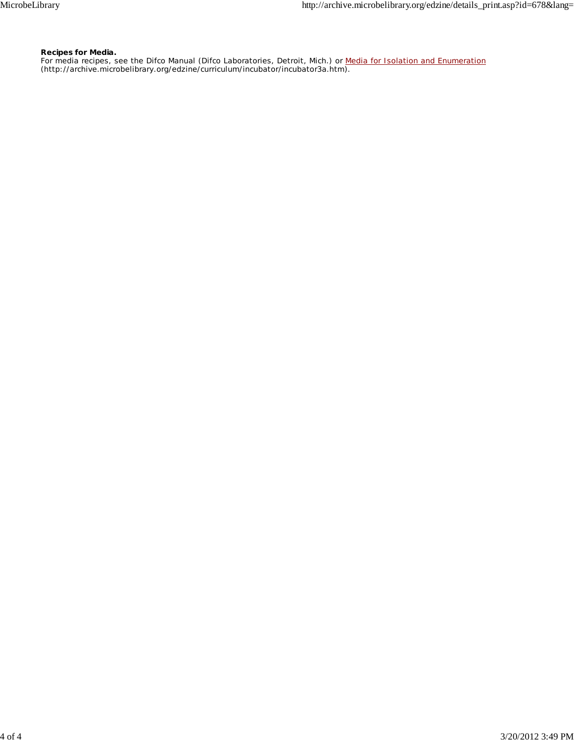**Recipes for Media.**
For media recipes, see the Difco Manual (Difco Laboratories, Detroit, Mich.) or [Media for Isolation and Enumeration](http://archive.microbelibrary.org/edzine/curriculum/incubator/incubator3a.htm) (http://archive.microbelibrary.org/edzine/curriculum/incubator/incubator3a.htm).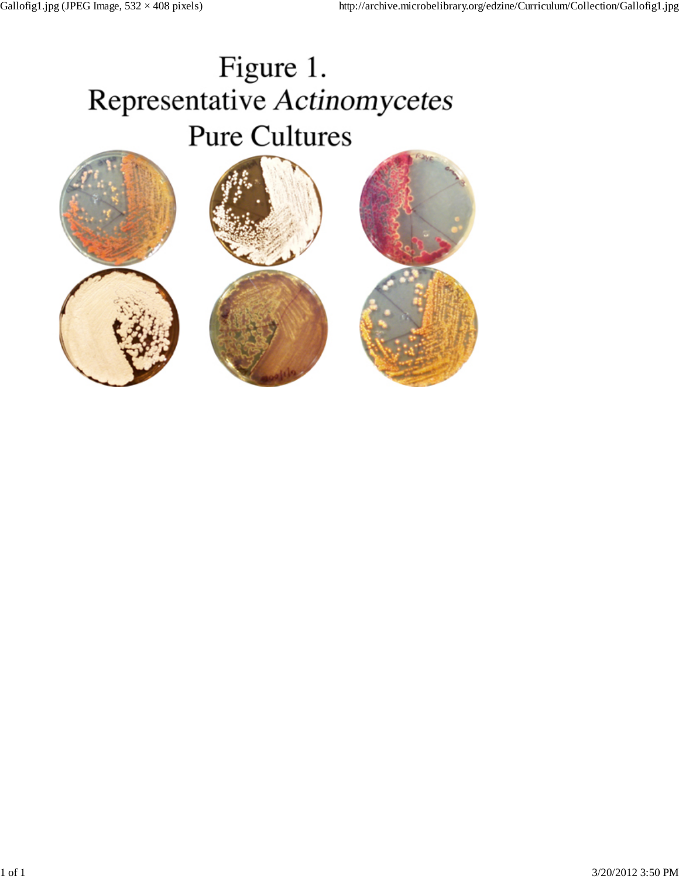# Figure 1.
# Representative *Actinomycetes* Pure Cultures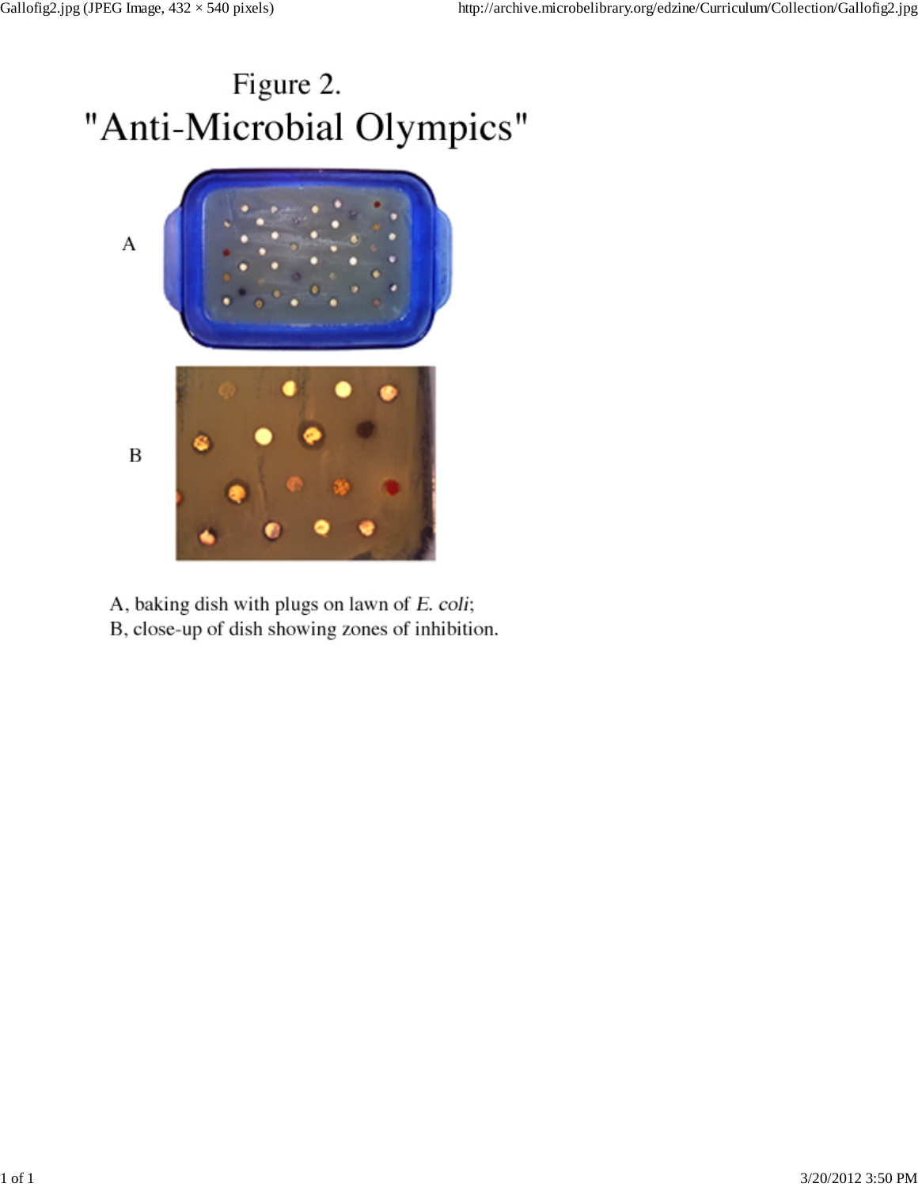# Figure 2.
# "Anti-Microbial Olympics"

A

B

A, baking dish with plugs on lawn of *E. coli*;
B, close-up of dish showing zones of inhibition.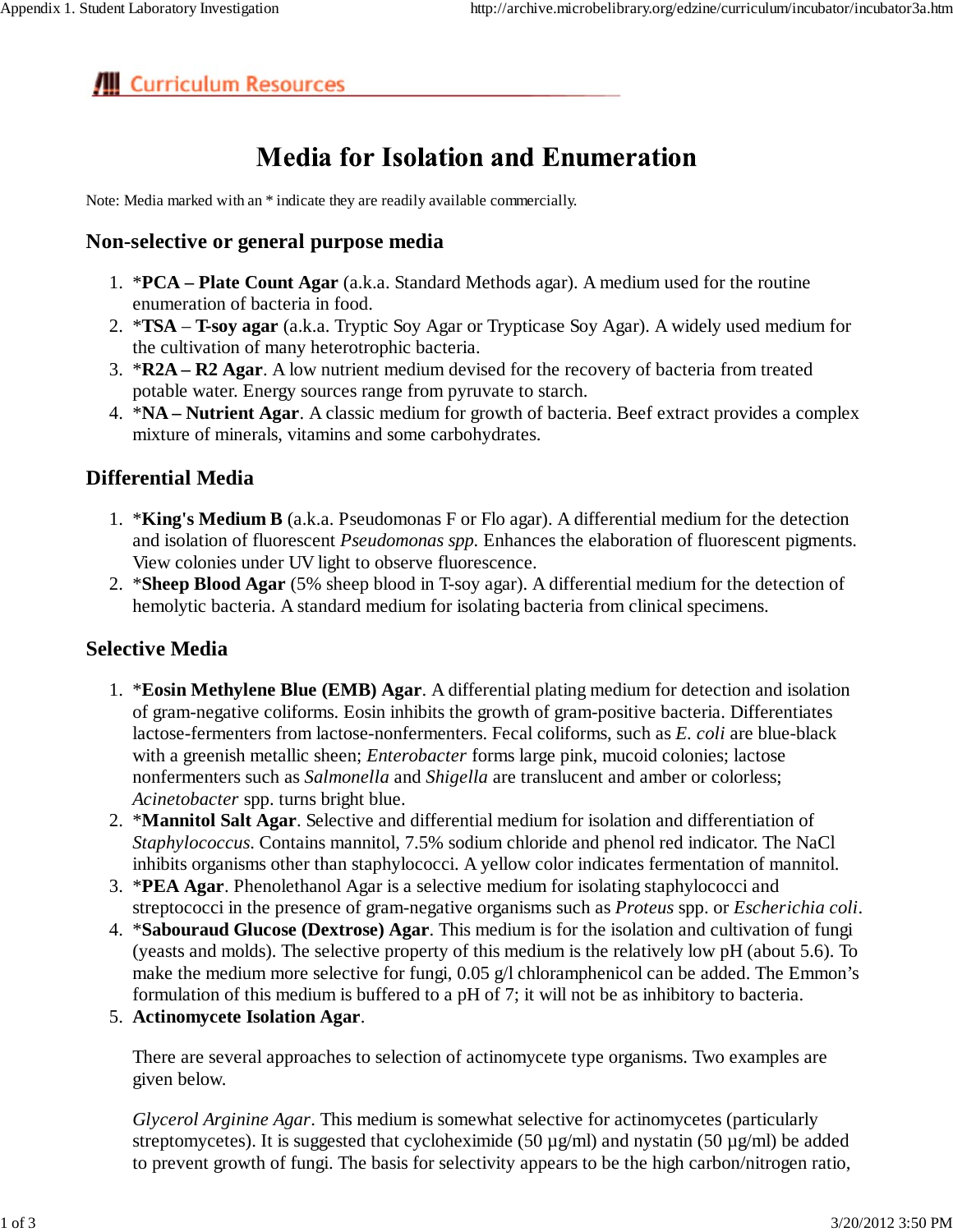Curriculum Resources

# Media for Isolation and Enumeration

Note: Media marked with an * indicate they are readily available commercially.

## Non-selective or general purpose media

1. ***PCA – Plate Count Agar** (a.k.a. Standard Methods agar). A medium used for the routine enumeration of bacteria in food.
2. ***TSA** – **T-soy agar** (a.k.a. Tryptic Soy Agar or Trypticase Soy Agar). A widely used medium for the cultivation of many heterotrophic bacteria.
3. ***R2A – R2 Agar**. A low nutrient medium devised for the recovery of bacteria from treated potable water. Energy sources range from pyruvate to starch.
4. ***NA – Nutrient Agar**. A classic medium for growth of bacteria. Beef extract provides a complex mixture of minerals, vitamins and some carbohydrates.

## Differential Media

1. ***King's Medium B** (a.k.a. Pseudomonas F or Flo agar). A differential medium for the detection and isolation of fluorescent *Pseudomonas spp.* Enhances the elaboration of fluorescent pigments. View colonies under UV light to observe fluorescence.
2. ***Sheep Blood Agar** (5% sheep blood in T-soy agar). A differential medium for the detection of hemolytic bacteria. A standard medium for isolating bacteria from clinical specimens.

## Selective Media

1. ***Eosin Methylene Blue (EMB) Agar**. A differential plating medium for detection and isolation of gram-negative coliforms. Eosin inhibits the growth of gram-positive bacteria. Differentiates lactose-fermenters from lactose-nonfermenters. Fecal coliforms, such as *E. coli* are blue-black with a greenish metallic sheen; *Enterobacter* forms large pink, mucoid colonies; lactose nonfermenters such as *Salmonella* and *Shigella* are translucent and amber or colorless; *Acinetobacter* spp. turns bright blue.
2. ***Mannitol Salt Agar**. Selective and differential medium for isolation and differentiation of *Staphylococcus*. Contains mannitol, 7.5% sodium chloride and phenol red indicator. The NaCl inhibits organisms other than staphylococci. A yellow color indicates fermentation of mannitol.
3. ***PEA Agar**. Phenolethanol Agar is a selective medium for isolating staphylococci and streptococci in the presence of gram-negative organisms such as *Proteus* spp. or *Escherichia coli*.
4. ***Sabouraud Glucose (Dextrose) Agar**. This medium is for the isolation and cultivation of fungi (yeasts and molds). The selective property of this medium is the relatively low pH (about 5.6). To make the medium more selective for fungi, 0.05 g/l chloramphenicol can be added. The Emmon's formulation of this medium is buffered to a pH of 7; it will not be as inhibitory to bacteria.
5. **Actinomycete Isolation Agar**.

   There are several approaches to selection of actinomycete type organisms. Two examples are given below.

   *Glycerol Arginine Agar*. This medium is somewhat selective for actinomycetes (particularly streptomycetes). It is suggested that cycloheximide (50 µg/ml) and nystatin (50 µg/ml) be added to prevent growth of fungi. The basis for selectivity appears to be the high carbon/nitrogen ratio,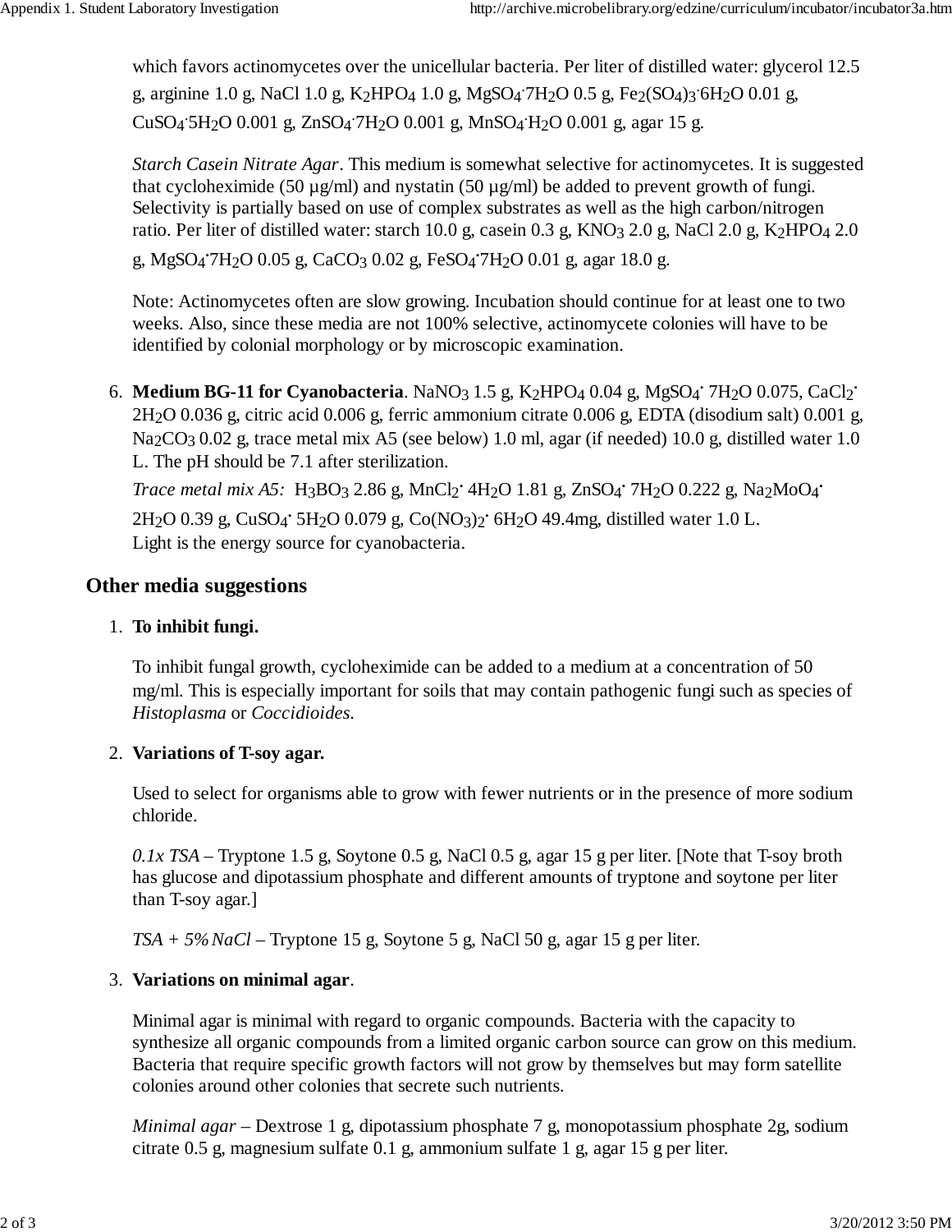which favors actinomycetes over the unicellular bacteria. Per liter of distilled water: glycerol 12.5 g, arginine 1.0 g, NaCl 1.0 g, $K_2HPO_4$ 1.0 g, $MgSO_4 \cdot 7H_2O$ 0.5 g, $Fe_2(SO_4)_3 \cdot 6H_2O$ 0.01 g, $CuSO_4 \cdot 5H_2O$ 0.001 g, $ZnSO_4 \cdot 7H_2O$ 0.001 g, $MnSO_4 \cdot H_2O$ 0.001 g, agar 15 g.

*Starch Casein Nitrate Agar*. This medium is somewhat selective for actinomycetes. It is suggested that cycloheximide (50 µg/ml) and nystatin (50 µg/ml) be added to prevent growth of fungi. Selectivity is partially based on use of complex substrates as well as the high carbon/nitrogen ratio. Per liter of distilled water: starch 10.0 g, casein 0.3 g, $KNO_3$ 2.0 g, NaCl 2.0 g, $K_2HPO_4$ 2.0 g, $MgSO_4 \cdot 7H_2O$ 0.05 g, $CaCO_3$ 0.02 g, $FeSO_4 \cdot 7H_2O$ 0.01 g, agar 18.0 g.

Note: Actinomycetes often are slow growing. Incubation should continue for at least one to two weeks. Also, since these media are not 100% selective, actinomycete colonies will have to be identified by colonial morphology or by microscopic examination.

6. **Medium BG-11 for Cyanobacteria**. $NaNO_3$ 1.5 g, $K_2HPO_4$ 0.04 g, $MgSO_4 \cdot 7H_2O$ 0.075, $CaCl_2 \cdot 2H_2O$ 0.036 g, citric acid 0.006 g, ferric ammonium citrate 0.006 g, EDTA (disodium salt) 0.001 g, $Na_2CO_3$ 0.02 g, trace metal mix A5 (see below) 1.0 ml, agar (if needed) 10.0 g, distilled water 1.0 L. The pH should be 7.1 after sterilization.

   *Trace metal mix A5:* $H_3BO_3$ 2.86 g, $MnCl_2 \cdot 4H_2O$ 1.81 g, $ZnSO_4 \cdot 7H_2O$ 0.222 g, $Na_2MoO_4 \cdot 2H_2O$ 0.39 g, $CuSO_4 \cdot 5H_2O$ 0.079 g, $Co(NO_3)_2 \cdot 6H_2O$ 49.4mg, distilled water 1.0 L.
   Light is the energy source for cyanobacteria.

## Other media suggestions

1. **To inhibit fungi.**

   To inhibit fungal growth, cycloheximide can be added to a medium at a concentration of 50 mg/ml. This is especially important for soils that may contain pathogenic fungi such as species of *Histoplasma* or *Coccidioides*.

2. **Variations of T-soy agar.**

   Used to select for organisms able to grow with fewer nutrients or in the presence of more sodium chloride.

   *0.1x TSA* – Tryptone 1.5 g, Soytone 0.5 g, NaCl 0.5 g, agar 15 g per liter. [Note that T-soy broth has glucose and dipotassium phosphate and different amounts of tryptone and soytone per liter than T-soy agar.]

   *TSA + 5% NaCl* – Tryptone 15 g, Soytone 5 g, NaCl 50 g, agar 15 g per liter.

3. **Variations on minimal agar**.

   Minimal agar is minimal with regard to organic compounds. Bacteria with the capacity to synthesize all organic compounds from a limited organic carbon source can grow on this medium. Bacteria that require specific growth factors will not grow by themselves but may form satellite colonies around other colonies that secrete such nutrients.

   *Minimal agar* – Dextrose 1 g, dipotassium phosphate 7 g, monopotassium phosphate 2g, sodium citrate 0.5 g, magnesium sulfate 0.1 g, ammonium sulfate 1 g, agar 15 g per liter.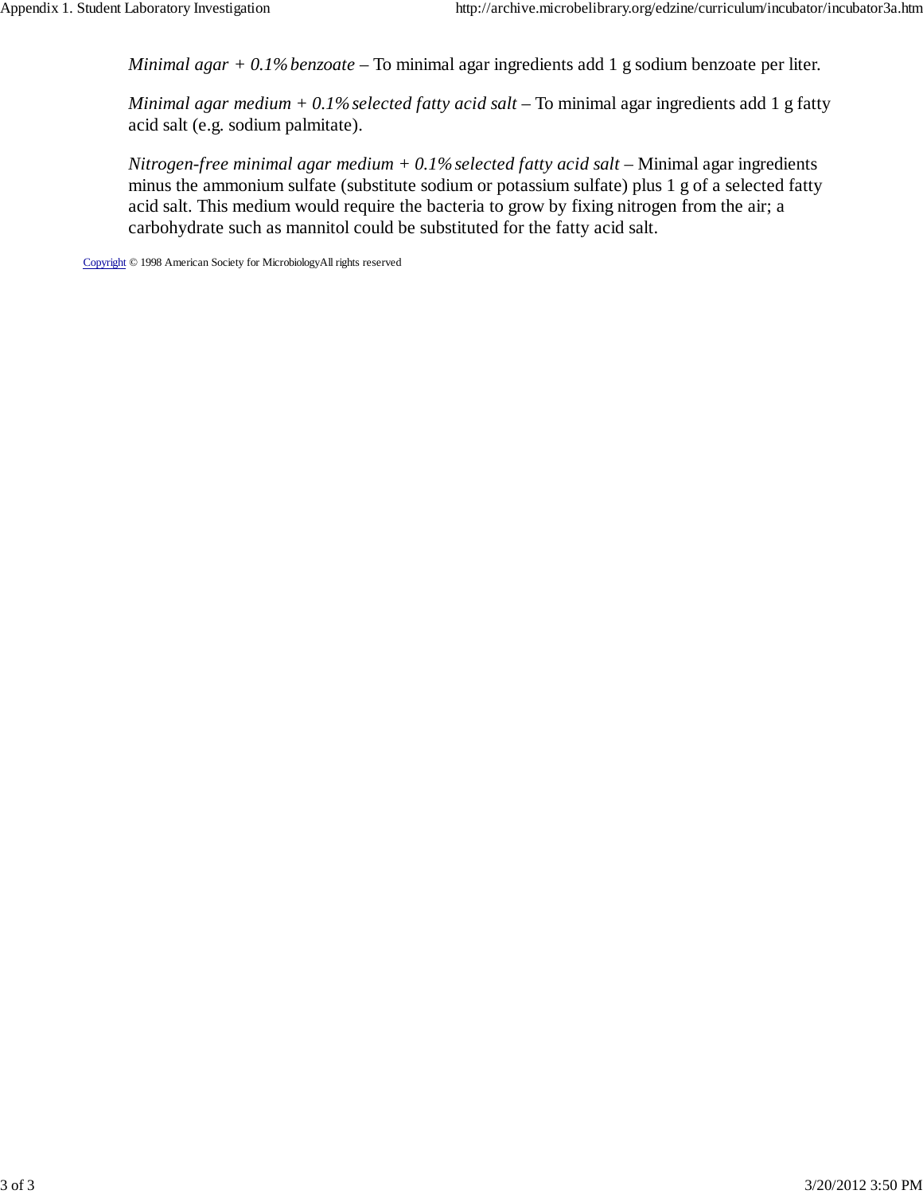*Minimal agar + 0.1% benzoate* – To minimal agar ingredients add 1 g sodium benzoate per liter.

*Minimal agar medium + 0.1% selected fatty acid salt* – To minimal agar ingredients add 1 g fatty acid salt (e.g. sodium palmitate).

*Nitrogen-free minimal agar medium + 0.1% selected fatty acid salt* – Minimal agar ingredients minus the ammonium sulfate (substitute sodium or potassium sulfate) plus 1 g of a selected fatty acid salt. This medium would require the bacteria to grow by fixing nitrogen from the air; a carbohydrate such as mannitol could be substituted for the fatty acid salt.

Copyright © 1998 American Society for MicrobiologyAll rights reserved